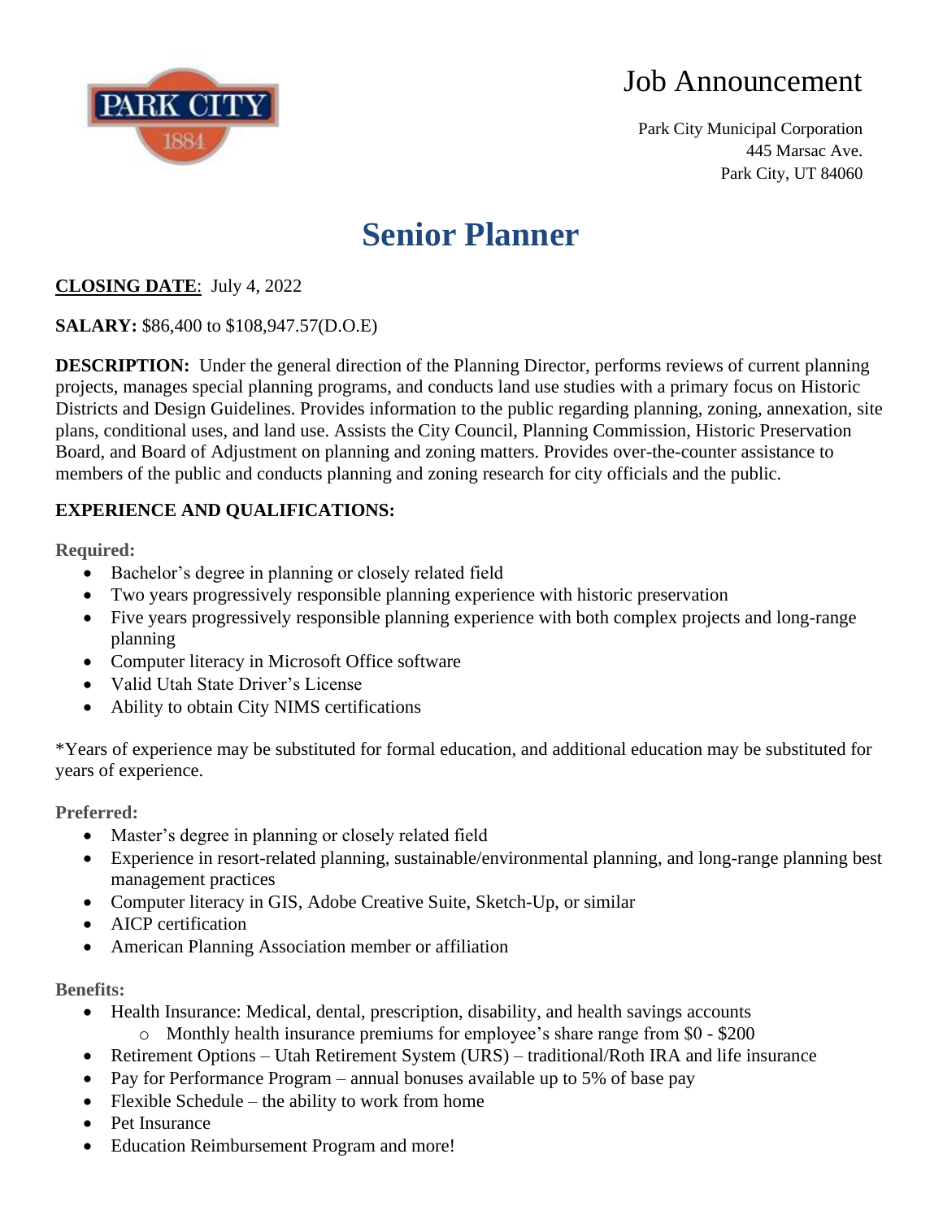# Job Announcement

Park City Municipal Corporation
445 Marsac Ave.
Park City, UT 84060

# Senior Planner

**CLOSING DATE**: July 4, 2022

**SALARY:** $86,400 to $108,947.57(D.O.E)

**DESCRIPTION:** Under the general direction of the Planning Director, performs reviews of current planning projects, manages special planning programs, and conducts land use studies with a primary focus on Historic Districts and Design Guidelines. Provides information to the public regarding planning, zoning, annexation, site plans, conditional uses, and land use. Assists the City Council, Planning Commission, Historic Preservation Board, and Board of Adjustment on planning and zoning matters. Provides over-the-counter assistance to members of the public and conducts planning and zoning research for city officials and the public.

**EXPERIENCE AND QUALIFICATIONS:**

**Required:**

- Bachelor's degree in planning or closely related field
- Two years progressively responsible planning experience with historic preservation
- Five years progressively responsible planning experience with both complex projects and long-range planning
- Computer literacy in Microsoft Office software
- Valid Utah State Driver's License
- Ability to obtain City NIMS certifications

*Years of experience may be substituted for formal education, and additional education may be substituted for years of experience.

**Preferred:**

- Master's degree in planning or closely related field
- Experience in resort-related planning, sustainable/environmental planning, and long-range planning best management practices
- Computer literacy in GIS, Adobe Creative Suite, Sketch-Up, or similar
- AICP certification
- American Planning Association member or affiliation

**Benefits:**

- Health Insurance: Medical, dental, prescription, disability, and health savings accounts
  - Monthly health insurance premiums for employee's share range from $0 - $200
- Retirement Options – Utah Retirement System (URS) – traditional/Roth IRA and life insurance
- Pay for Performance Program – annual bonuses available up to 5% of base pay
- Flexible Schedule – the ability to work from home
- Pet Insurance
- Education Reimbursement Program and more!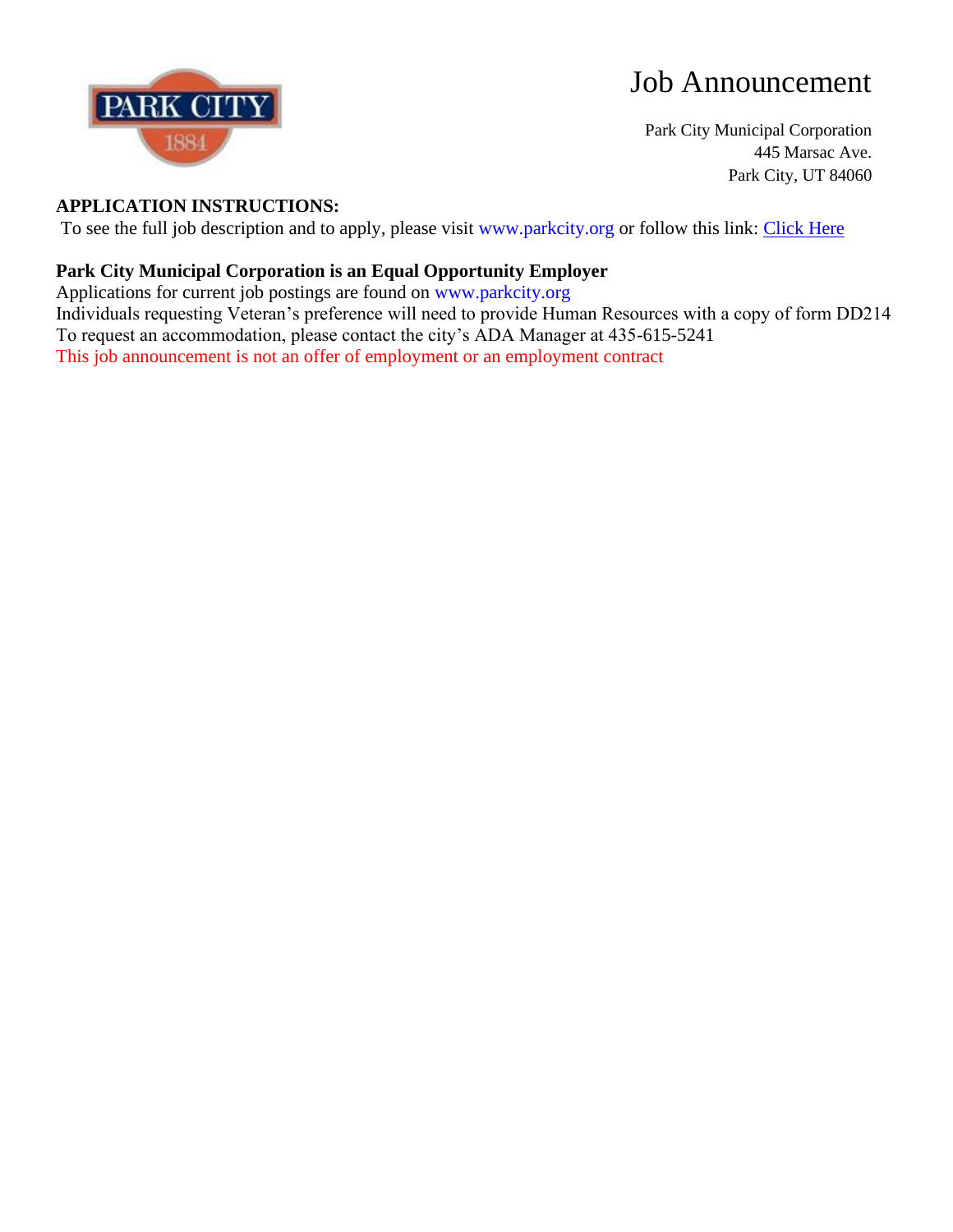# Job Announcement

Park City Municipal Corporation
445 Marsac Ave.
Park City, UT 84060

**APPLICATION INSTRUCTIONS:**
To see the full job description and to apply, please visit www.parkcity.org or follow this link: [Click Here]

**Park City Municipal Corporation is an Equal Opportunity Employer**
Applications for current job postings are found on www.parkcity.org
Individuals requesting Veteran's preference will need to provide Human Resources with a copy of form DD214
To request an accommodation, please contact the city's ADA Manager at 435-615-5241
This job announcement is not an offer of employment or an employment contract